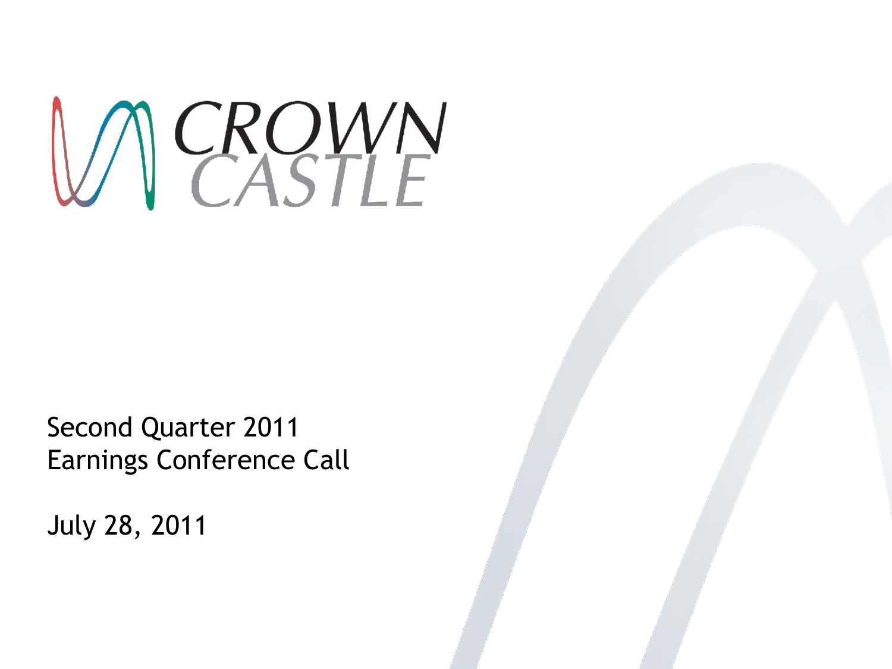# CROWN CASTLE

Second Quarter 2011
Earnings Conference Call

July 28, 2011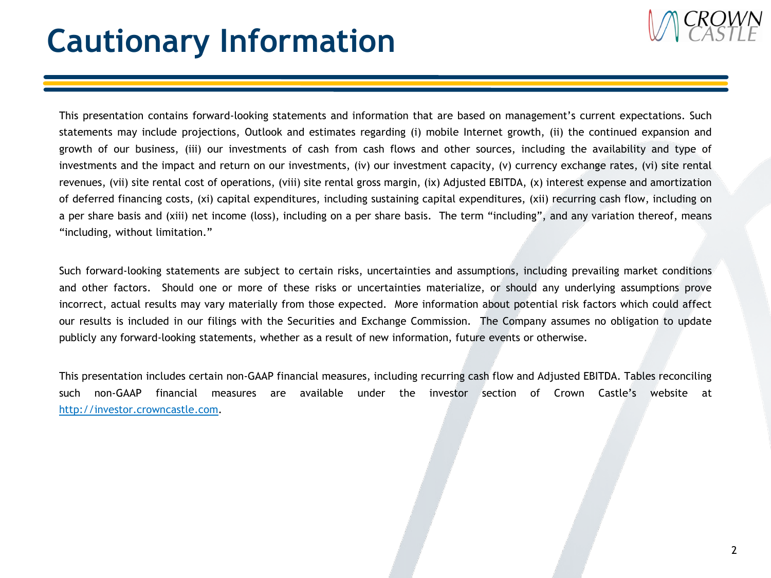# Cautionary Information

This presentation contains forward-looking statements and information that are based on management's current expectations. Such statements may include projections, Outlook and estimates regarding (i) mobile Internet growth, (ii) the continued expansion and growth of our business, (iii) our investments of cash from cash flows and other sources, including the availability and type of investments and the impact and return on our investments, (iv) our investment capacity, (v) currency exchange rates, (vi) site rental revenues, (vii) site rental cost of operations, (viii) site rental gross margin, (ix) Adjusted EBITDA, (x) interest expense and amortization of deferred financing costs, (xi) capital expenditures, including sustaining capital expenditures, (xii) recurring cash flow, including on a per share basis and (xiii) net income (loss), including on a per share basis. The term "including", and any variation thereof, means "including, without limitation."

Such forward-looking statements are subject to certain risks, uncertainties and assumptions, including prevailing market conditions and other factors. Should one or more of these risks or uncertainties materialize, or should any underlying assumptions prove incorrect, actual results may vary materially from those expected. More information about potential risk factors which could affect our results is included in our filings with the Securities and Exchange Commission. The Company assumes no obligation to update publicly any forward-looking statements, whether as a result of new information, future events or otherwise.

This presentation includes certain non-GAAP financial measures, including recurring cash flow and Adjusted EBITDA. Tables reconciling such non-GAAP financial measures are available under the investor section of Crown Castle's website at http://investor.crowncastle.com.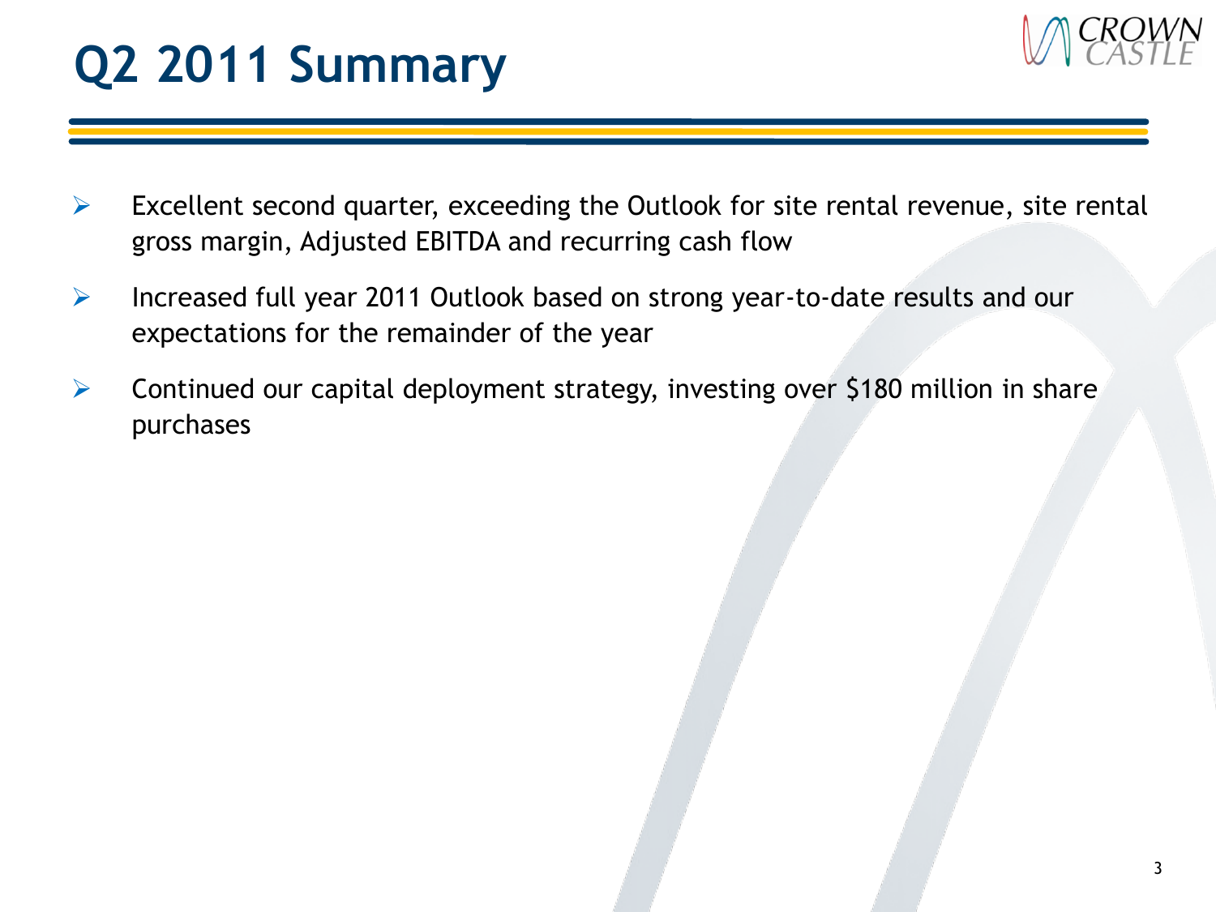# Q2 2011 Summary

- Excellent second quarter, exceeding the Outlook for site rental revenue, site rental gross margin, Adjusted EBITDA and recurring cash flow
- Increased full year 2011 Outlook based on strong year-to-date results and our expectations for the remainder of the year
- Continued our capital deployment strategy, investing over $180 million in share purchases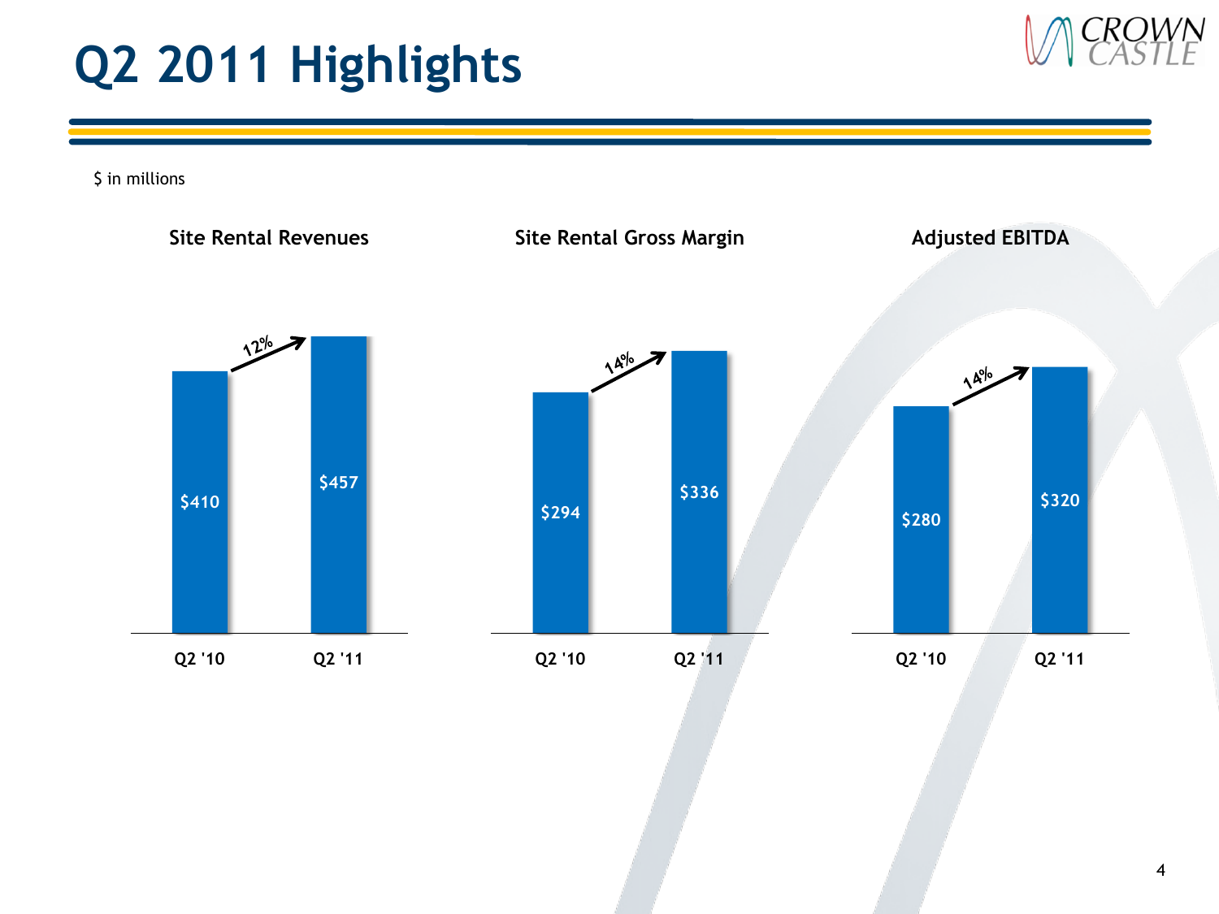# Q2 2011 Highlights

$ in millions

### Site Rental Revenues

| | Q2 '10 | Q2 '11 |
|---|---|---|
| Site Rental Revenues | $410 | $457 |

12%

### Site Rental Gross Margin

| | Q2 '10 | Q2 '11 |
|---|---|---|
| Site Rental Gross Margin | $294 | $336 |

14%

### Adjusted EBITDA

| | Q2 '10 | Q2 '11 |
|---|---|---|
| Adjusted EBITDA | $280 | $320 |

14%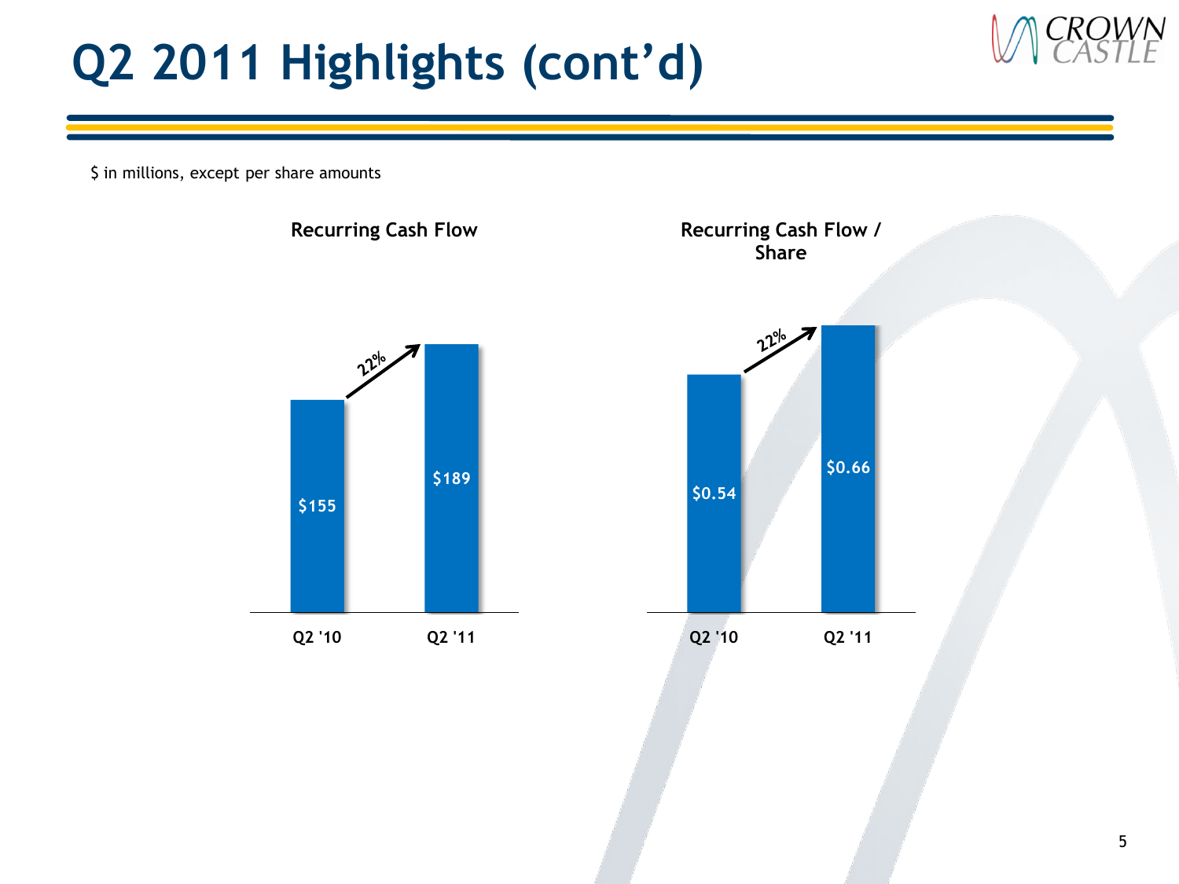# Q2 2011 Highlights (cont'd)

$ in millions, except per share amounts

**Recurring Cash Flow**

| | Q2 '10 | Q2 '11 |
|---|---|---|
| Recurring Cash Flow | $155 | $189 |
| Growth | | 22% |

**Recurring Cash Flow / Share**

| | Q2 '10 | Q2 '11 |
|---|---|---|
| Recurring Cash Flow / Share | $0.54 | $0.66 |
| Growth | | 22% |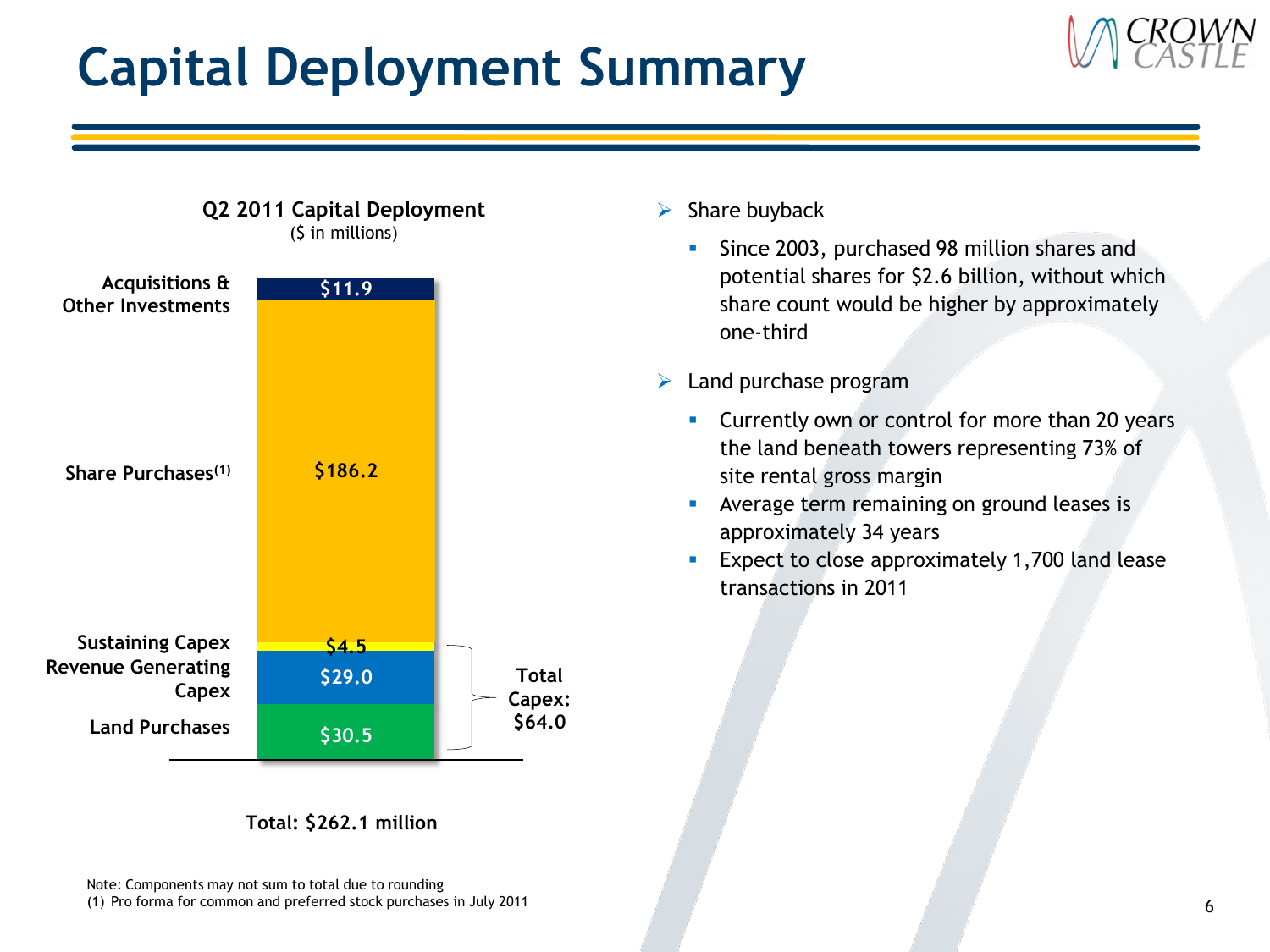# Capital Deployment Summary

**Q2 2011 Capital Deployment**
($ in millions)

| Category | Amount |
|---|---|
| Acquisitions & Other Investments | $11.9 |
| Share Purchases[1] | $186.2 |
| Sustaining Capex | $4.5 |
| Revenue Generating Capex | $29.0 |
| Land Purchases | $30.5 |

Total Capex: $64.0

**Total: $262.1 million**

- Share buyback
  - Since 2003, purchased 98 million shares and potential shares for $2.6 billion, without which share count would be higher by approximately one-third
- Land purchase program
  - Currently own or control for more than 20 years the land beneath towers representing 73% of site rental gross margin
  - Average term remaining on ground leases is approximately 34 years
  - Expect to close approximately 1,700 land lease transactions in 2011

Note: Components may not sum to total due to rounding
(1) Pro forma for common and preferred stock purchases in July 2011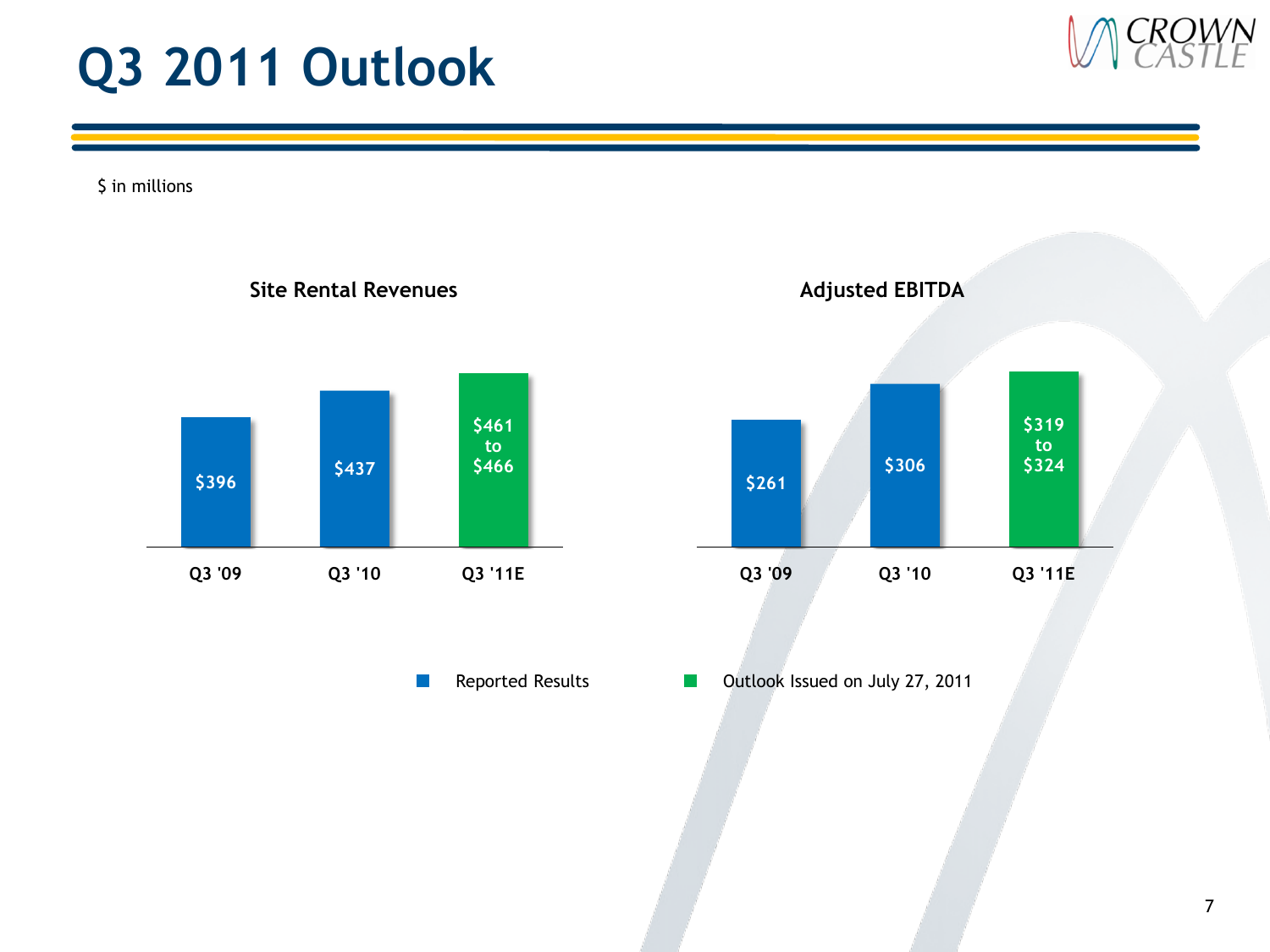# Q3 2011 Outlook

$ in millions

### Site Rental Revenues

| | Q3 '09 | Q3 '10 | Q3 '11E |
|---|---|---|---|
| Site Rental Revenues | $396 | $437 | $461 to $466 |

### Adjusted EBITDA

| | Q3 '09 | Q3 '10 | Q3 '11E |
|---|---|---|---|
| Adjusted EBITDA | $261 | $306 | $319 to $324 |

Reported Results (Q3 '09, Q3 '10) — Outlook Issued on July 27, 2011 (Q3 '11E)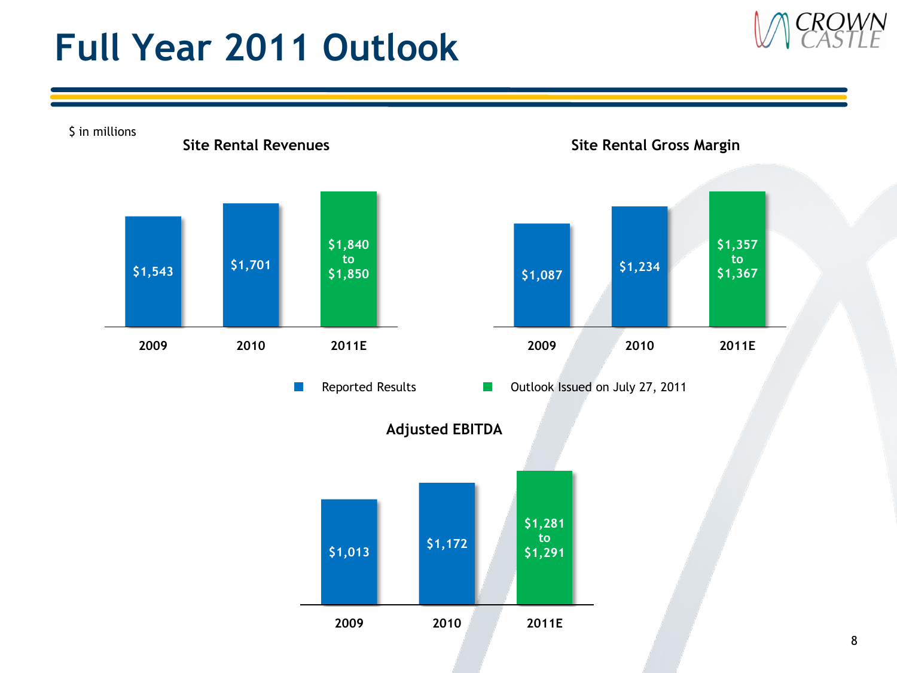# Full Year 2011 Outlook

$ in millions

### Site Rental Revenues

| | 2009 | 2010 | 2011E |
|---|---|---|---|
| Site Rental Revenues | $1,543 | $1,701 | $1,840 to $1,850 |

### Site Rental Gross Margin

| | 2009 | 2010 | 2011E |
|---|---|---|---|
| Site Rental Gross Margin | $1,087 | $1,234 | $1,357 to $1,367 |

Reported Results | Outlook Issued on July 27, 2011

### Adjusted EBITDA

| | 2009 | 2010 | 2011E |
|---|---|---|---|
| Adjusted EBITDA | $1,013 | $1,172 | $1,281 to $1,291 |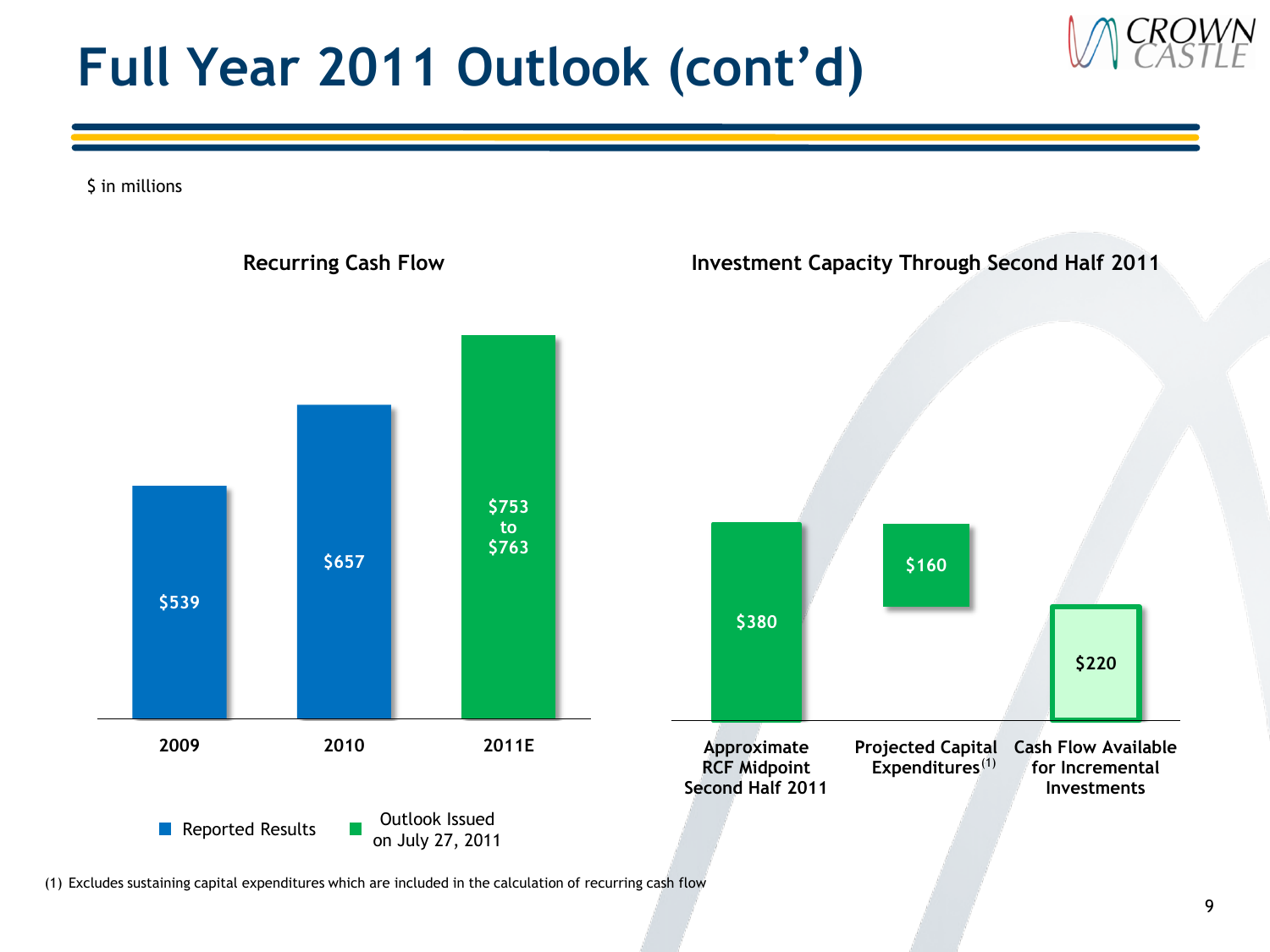# Full Year 2011 Outlook (cont'd)

$ in millions

## Recurring Cash Flow

$539

$657

$753 to $763

2009

2010

2011E

Reported Results

Outlook Issued on July 27, 2011

## Investment Capacity Through Second Half 2011

$380

$160

$220

Approximate RCF Midpoint Second Half 2011

Projected Capital Expenditures[1]

Cash Flow Available for Incremental Investments

(1) Excludes sustaining capital expenditures which are included in the calculation of recurring cash flow